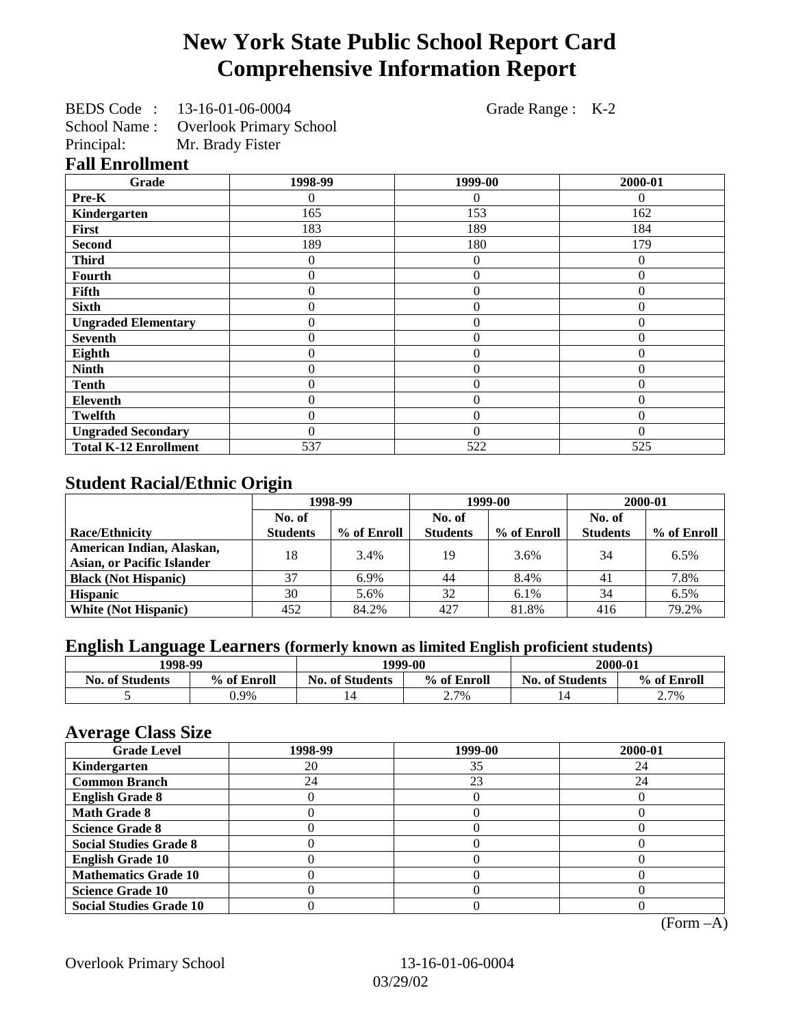# New York State Public School Report Card
# Comprehensive Information Report

BEDS Code : 13-16-01-06-0004 Grade Range : K-2
School Name : Overlook Primary School
Principal: Mr. Brady Fister

## Fall Enrollment

| Grade | 1998-99 | 1999-00 | 2000-01 |
|---|---|---|---|
| Pre-K | 0 | 0 | 0 |
| Kindergarten | 165 | 153 | 162 |
| First | 183 | 189 | 184 |
| Second | 189 | 180 | 179 |
| Third | 0 | 0 | 0 |
| Fourth | 0 | 0 | 0 |
| Fifth | 0 | 0 | 0 |
| Sixth | 0 | 0 | 0 |
| Ungraded Elementary | 0 | 0 | 0 |
| Seventh | 0 | 0 | 0 |
| Eighth | 0 | 0 | 0 |
| Ninth | 0 | 0 | 0 |
| Tenth | 0 | 0 | 0 |
| Eleventh | 0 | 0 | 0 |
| Twelfth | 0 | 0 | 0 |
| Ungraded Secondary | 0 | 0 | 0 |
| Total K-12 Enrollment | 537 | 522 | 525 |

## Student Racial/Ethnic Origin

| | 1998-99 | | 1999-00 | | 2000-01 | |
|---|---|---|---|---|---|---|
| Race/Ethnicity | No. of Students | % of Enroll | No. of Students | % of Enroll | No. of Students | % of Enroll |
| American Indian, Alaskan, Asian, or Pacific Islander | 18 | 3.4% | 19 | 3.6% | 34 | 6.5% |
| Black (Not Hispanic) | 37 | 6.9% | 44 | 8.4% | 41 | 7.8% |
| Hispanic | 30 | 5.6% | 32 | 6.1% | 34 | 6.5% |
| White (Not Hispanic) | 452 | 84.2% | 427 | 81.8% | 416 | 79.2% |

## English Language Learners (formerly known as limited English proficient students)

| 1998-99 | | 1999-00 | | 2000-01 | |
|---|---|---|---|---|---|
| No. of Students | % of Enroll | No. of Students | % of Enroll | No. of Students | % of Enroll |
| 5 | 0.9% | 14 | 2.7% | 14 | 2.7% |

## Average Class Size

| Grade Level | 1998-99 | 1999-00 | 2000-01 |
|---|---|---|---|
| Kindergarten | 20 | 35 | 24 |
| Common Branch | 24 | 23 | 24 |
| English Grade 8 | 0 | 0 | 0 |
| Math Grade 8 | 0 | 0 | 0 |
| Science Grade 8 | 0 | 0 | 0 |
| Social Studies Grade 8 | 0 | 0 | 0 |
| English Grade 10 | 0 | 0 | 0 |
| Mathematics Grade 10 | 0 | 0 | 0 |
| Science Grade 10 | 0 | 0 | 0 |
| Social Studies Grade 10 | 0 | 0 | 0 |

(Form –A)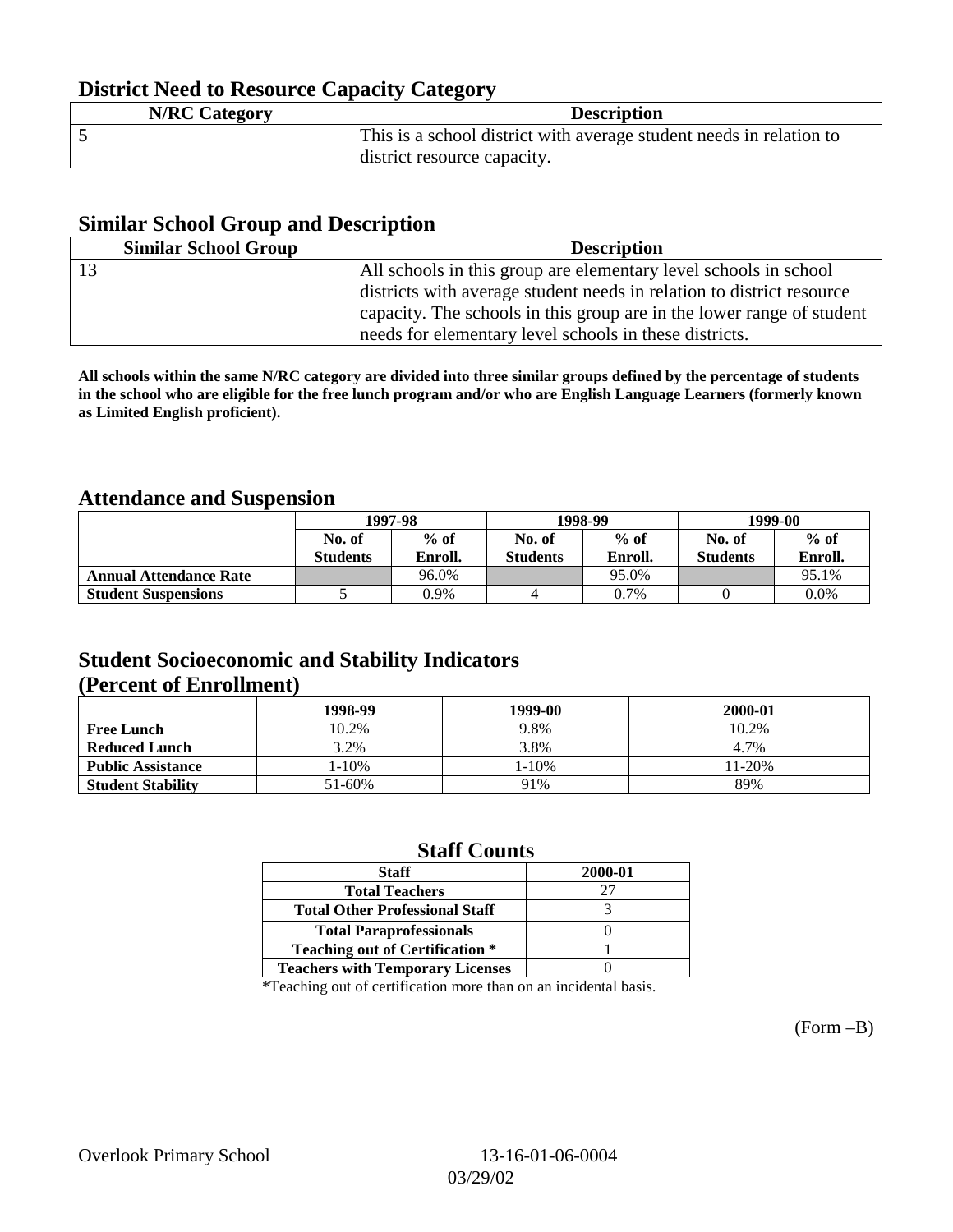## District Need to Resource Capacity Category

| N/RC Category | Description |
|---|---|
| 5 | This is a school district with average student needs in relation to district resource capacity. |

## Similar School Group and Description

| Similar School Group | Description |
|---|---|
| 13 | All schools in this group are elementary level schools in school districts with average student needs in relation to district resource capacity. The schools in this group are in the lower range of student needs for elementary level schools in these districts. |

**All schools within the same N/RC category are divided into three similar groups defined by the percentage of students in the school who are eligible for the free lunch program and/or who are English Language Learners (formerly known as Limited English proficient).**

## Attendance and Suspension

| | 1997-98 | | 1998-99 | | 1999-00 | |
|---|---|---|---|---|---|---|
| | No. of Students | % of Enroll. | No. of Students | % of Enroll. | No. of Students | % of Enroll. |
| **Annual Attendance Rate** | | 96.0% | | 95.0% | | 95.1% |
| **Student Suspensions** | 5 | 0.9% | 4 | 0.7% | 0 | 0.0% |

## Student Socioeconomic and Stability Indicators (Percent of Enrollment)

| | 1998-99 | 1999-00 | 2000-01 |
|---|---|---|---|
| **Free Lunch** | 10.2% | 9.8% | 10.2% |
| **Reduced Lunch** | 3.2% | 3.8% | 4.7% |
| **Public Assistance** | 1-10% | 1-10% | 11-20% |
| **Student Stability** | 51-60% | 91% | 89% |

## Staff Counts

| Staff | 2000-01 |
|---|---|
| Total Teachers | 27 |
| Total Other Professional Staff | 3 |
| Total Paraprofessionals | 0 |
| Teaching out of Certification * | 1 |
| Teachers with Temporary Licenses | 0 |

*Teaching out of certification more than on an incidental basis.

(Form –B)

Overlook Primary School 13-16-01-06-0004
03/29/02